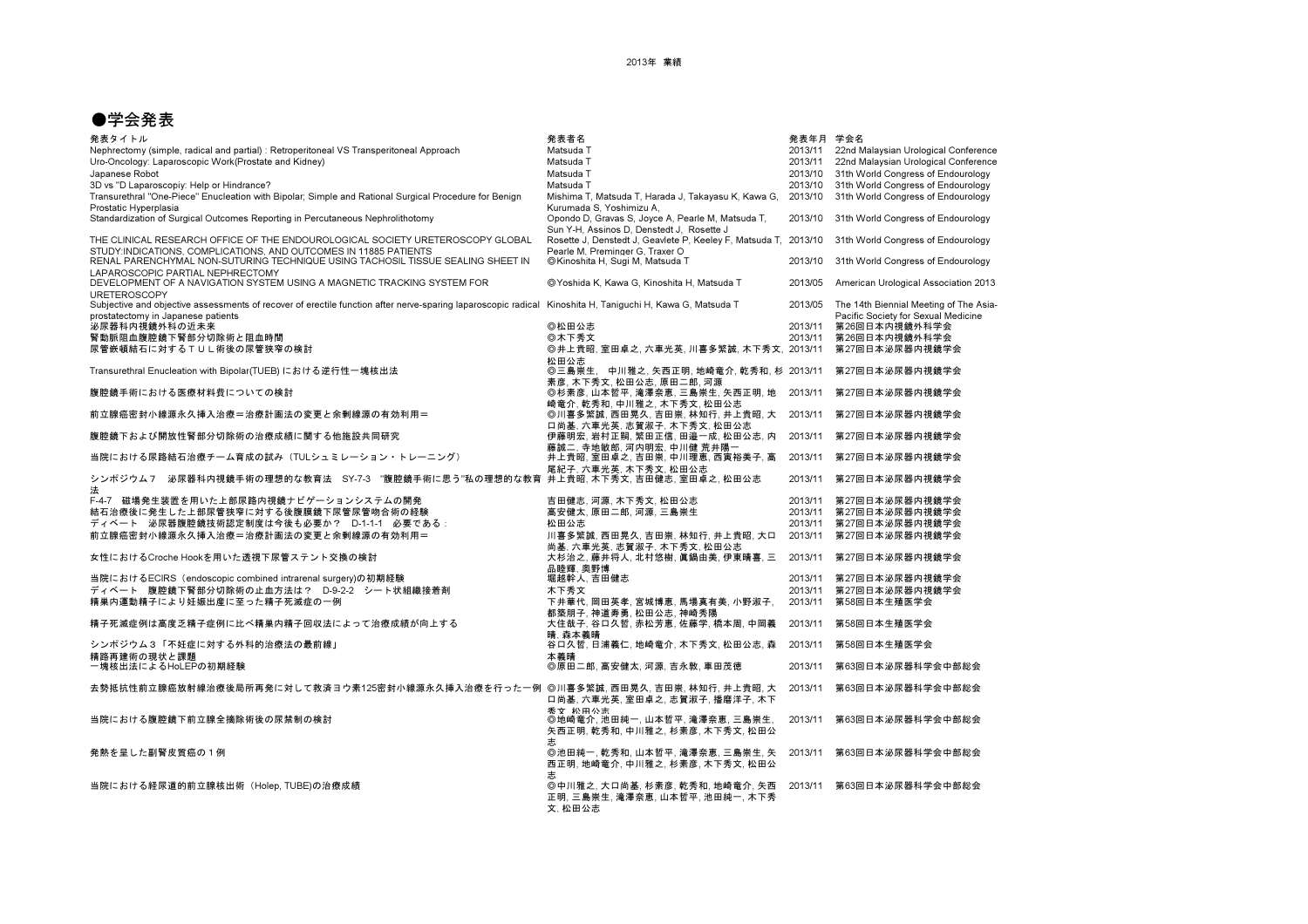2013年 業績

# ●学会発表

| 発表タイトル | 発表者名 | 発表年月 | 学会名 |
|---|---|---|---|
| Nephrectomy (simple, radical and partial) : Retroperitoneal VS Transperitoneal Approach | Matsuda T | 2013/11 | 22nd Malaysian Urological Conference |
| Uro-Oncology: Laparoscopic Work(Prostate and Kidney) | Matsuda T | 2013/11 | 22nd Malaysian Urological Conference |
| Japanese Robot | Matsuda T | 2013/10 | 31th World Congress of Endourology |
| 3D vs "D Laparoscopiy: Help or Hindrance? | Matsuda T | 2013/10 | 31th World Congress of Endourology |
| Transurethral "One-Piece" Enucleation with Bipolar; Simple and Rational Surgical Procedure for Benign Prostatic Hyperplasia | Mishima T, Matsuda T, Harada J, Takayasu K, Kawa G, Kurumada S, Yoshimizu A, | 2013/10 | 31th World Congress of Endourology |
| Standardization of Surgical Outcomes Reporting in Percutaneous Nephrolithotomy | Opondo D, Gravas S, Joyce A, Pearle M, Matsuda T, Sun Y-H, Assinos D, Denstedt J, Rosette J | 2013/10 | 31th World Congress of Endourology |
| THE CLINICAL RESEARCH OFFICE OF THE ENDOUROLOGICAL SOCIETY URETEROSCOPY GLOBAL STUDY:INDICATIONS, COMPLICATIONS, AND OUTCOMES IN 11885 PATIENTS | Rosette J, Denstedt J, Geavlete P, Keeley F, Matsuda T, Pearle M, Preminger G, Traxer O | 2013/10 | 31th World Congress of Endourology |
| RENAL PARENCHYMAL NON-SUTURING TECHNIQUE USING TACHOSIL TISSUE SEALING SHEET IN LAPAROSCOPIC PARTIAL NEPHRECTOMY | ◎Kinoshita H, Sugi M, Matsuda T | 2013/10 | 31th World Congress of Endourology |
| DEVELOPMENT OF A NAVIGATION SYSTEM USING A MAGNETIC TRACKING SYSTEM FOR URETEROSCOPY | ◎Yoshida K, Kawa G, Kinoshita H, Matsuda T | 2013/05 | American Urological Association 2013 |
| Subjective and objective assessments of recover of erectile function after nerve-sparing laparoscopic radical prostatectomy in Japanese patients | Kinoshita H, Taniguchi H, Kawa G, Matsuda T | 2013/05 | The 14th Biennial Meeting of The Asia-Pacific Society for Sexual Medicine |
| 泌尿器科内視鏡外科の近未来 | ◎松田公志 | 2013/11 | 第26回日本内視鏡外科学会 |
| 腎動脈阻血腹腔鏡下腎部分切除術と阻血時間 | ◎木下秀文 | 2013/11 | 第26回日本内視鏡外科学会 |
| 尿管嵌頓結石に対するＴＵＬ術後の尿管狭窄の検討 | ◎井上貴昭, 室田卓之, 六車光英, 川喜多繁誠, 木下秀文, 松田公志 | 2013/11 | 第27回日本泌尿器内視鏡学会 |
| Transurethral Enucleation with Bipolar(TUEB) における逆行性一塊核出法 | ◎三島崇生, 中川雅之, 矢西正明, 地崎竜介, 乾秀和, 杉素彦, 木下秀文, 松田公志, 原田二郎, 河源 | 2013/11 | 第27回日本泌尿器内視鏡学会 |
| 腹腔鏡手術における医療材料費についての検討 | ◎杉素彦, 山本哲平, 滝澤奈恵, 三島崇生, 矢西正明, 地崎竜介, 乾秀和, 中川雅之, 木下秀文, 松田公志 | 2013/11 | 第27回日本泌尿器内視鏡学会 |
| 前立腺癌密封小線源永久挿入治療＝治療計画法の変更と余剰線源の有効利用＝ | ◎川喜多繁誠, 西田晃久, 吉田崇, 林知行, 井上貴昭, 大口尚基, 六車光英, 志賀淑子, 木下秀文, 松田公志 | 2013/11 | 第27回日本泌尿器内視鏡学会 |
| 腹腔鏡下および開放性腎部分切除術の治療成績に関する他施設共同研究 | 伊藤明宏, 岩村正嗣, 繁田正信, 田邉一成, 松田公志, 内藤誠二, 寺地敏郎, 河内明宏, 中川健 荒井陽一 | 2013/11 | 第27回日本泌尿器内視鏡学会 |
| 当院における尿路結石治療チーム育成の試み（TULシュミレーション・トレーニング） | 井上貴昭, 室田卓之, 吉田崇, 中川理恵, 西寓裕美子, 高尾紀子, 六車光英, 木下秀文, 松田公志 | 2013/11 | 第27回日本泌尿器内視鏡学会 |
| シンポジウム７　泌尿器科内視鏡手術の理想的な教育法　SY-7-3　"腹腔鏡手術に思う"私の理想的な教育法 | 井上貴昭, 木下秀文, 吉田健志, 室田卓之, 松田公志 | 2013/11 | 第27回日本泌尿器内視鏡学会 |
| F-4-7　磁場発生装置を用いた上部尿路内視鏡ナビゲーションシステムの開発 | 吉田健志, 河源, 木下秀文, 松田公志 | 2013/11 | 第27回日本泌尿器内視鏡学会 |
| 結石治療後に発生した上部尿管狭窄に対する後腹膜鏡下尿管尿管吻合術の経験 | 高安健太, 原田二郎, 河源, 三島崇生 | 2013/11 | 第27回日本泌尿器内視鏡学会 |
| ディベート　泌尿器腹腔鏡技術認定制度は今後も必要か？　D-1-1-1　必要である： | 松田公志 | 2013/11 | 第27回日本泌尿器内視鏡学会 |
| 前立腺癌密封小線源永久挿入治療＝治療計画法の変更と余剰線源の有効利用＝ | 川喜多繁誠, 西田晃久, 吉田崇, 林知行, 井上貴昭, 大口尚基, 六車光英, 志賀淑子, 木下秀文, 松田公志 | 2013/11 | 第27回日本泌尿器内視鏡学会 |
| 女性におけるCroche Hookを用いた透視下尿管ステント交換の検討 | 大杉治之, 藤井将人, 北村悠樹, 眞鍋由美, 伊東晴喜, 三品睦輝, 奥野博 | 2013/11 | 第27回日本泌尿器内視鏡学会 |
| 当院におけるECIRS（endoscopic combined intrarenal surgery)の初期経験 | 堀越幹人, 吉田健志 | 2013/11 | 第27回日本泌尿器内視鏡学会 |
| ディベート　腹腔鏡下腎部分切除術の止血方法は？　D-9-2-2　シート状組織接着剤 | 木下秀文 | 2013/11 | 第27回日本泌尿器内視鏡学会 |
| 精巣内運動精子により妊娠出産に至った精子死滅症の一例 | 下井華代, 岡田英孝, 宮城博恵, 馬場真有美, 小野淑子, 都築朋子, 神道寿勇, 松田公志, 神崎秀陽 | 2013/11 | 第58回日本生殖医学会 |
| 精子死滅症例は高度乏精子症例に比べ精巣内精子回収法によって治療成績が向上する | 大住哉子, 谷口久哲, 赤松芳恵, 佐藤学, 橋本周, 中岡義晴, 森本義晴 | 2013/11 | 第58回日本生殖医学会 |
| シンポジウム３「不妊症に対する外科的治療法の最前線」　精路再建術の現状と課題 | 谷口久哲, 日浦義仁, 地崎竜介, 木下秀文, 松田公志, 森本義晴 | 2013/11 | 第58回日本生殖医学会 |
| 一塊核出法によるHoLEPの初期経験 | ◎原田二郎, 高安健太, 河源, 吉永敦, 車田茂徳 | 2013/11 | 第63回日本泌尿器科学会中部総会 |
| 去勢抵抗性前立腺癌放射線治療後局所再発に対して救済ヨウ素125密封小線源永久挿入治療を行った一例 | ◎川喜多繁誠, 西田晃久, 吉田崇, 林知行, 井上貴昭, 大口尚基, 六車光英, 室田卓之, 志賀淑子, 播磨洋子, 木下秀文, 松田公志 | 2013/11 | 第63回日本泌尿器科学会中部総会 |
| 当院における腹腔鏡下前立腺全摘除術後の尿禁制の検討 | ◎地崎竜介, 池田純一, 山本哲平, 滝澤奈恵, 三島崇生, 矢西正明, 乾秀和, 中川雅之, 杉素彦, 木下秀文, 松田公志 | 2013/11 | 第63回日本泌尿器科学会中部総会 |
| 発熱を呈した副腎皮質癌の１例 | ◎池田純一, 乾秀和, 山本哲平, 滝澤奈恵, 三島崇生, 矢西正明, 地崎竜介, 中川雅之, 杉素彦, 木下秀文, 松田公志 | 2013/11 | 第63回日本泌尿器科学会中部総会 |
| 当院における経尿道的前立腺核出術（Holep, TUBE)の治療成績 | ◎中川雅之, 大口尚基, 杉素彦, 乾秀和, 地崎竜介, 矢西正明, 三島崇生, 滝澤奈恵, 山本哲平, 池田純一, 木下秀文, 松田公志 | 2013/11 | 第63回日本泌尿器科学会中部総会 |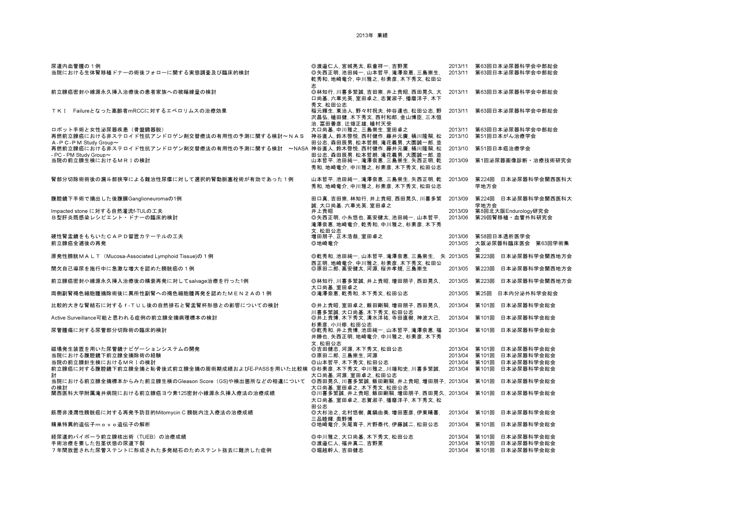2013年 業績

| | | | |
|---|---|---|---|
| 尿道内血管腫の１例 | ◎渡邉仁人, 宮城亮太, 萩倉祥一, 吉野薫 | 2013/11 | 第63回日本泌尿器科学会中部総会 |
| 当院における生体腎移植ドナーの術後フォローに関する実態調査及び臨床的検討 | ◎矢西正明, 池田純一, 山本哲平, 滝澤奈恵, 三島崇生, 乾秀和, 地崎竜介, 中川雅之, 杉素彦, 木下秀文, 松田公志 | 2013/11 | 第63回日本泌尿器科学会中部総会 |
| 前立腺癌密封小線源永久挿入治療後の患者家族への被曝線量の検討 | ◎林知行, 川喜多繁誠, 吉田崇, 井上貴昭, 西田晃久, 大口尚基, 六車光英, 室田卓之, 志賀淑子, 播磨洋子, 木下秀文, 松田公志 | 2013/11 | 第63回日本泌尿器科学会中部総会 |
| ＴＫＩ　Failureとなった高齢者mRCCに対するエベロリムスの治療効果 | 稲元輝生, 東治人, 野々村祝夫, 仲谷達也, 松田公志, 野沢昌弘, 植田健, 木下秀文, 西村和郎, 金山博臣, 三木恒治, 冨田善彦, 辻畑正雄, 植村天受 | 2013/11 | 第63回日本泌尿器科学会中部総会 |
| ロボット手術と女性泌尿器疾患（骨盤臓器脱） | 大口尚基, 中川雅之, 三島崇生, 室田卓之 | 2013/11 | 第63回日本泌尿器科学会中部総会 |
| 再燃前立腺癌における非ステロイド性抗アンドロゲン剤交替療法の有用性の予測に関する検討～ＮＡＳＡ-ＰＣ-ＰＭ Study Group～ | 神谷直人, 鈴木啓悦, 西村健作, 藤井元廣, 桶川隆嗣, 松田公志, 森田辰男, 松本哲朗, 滝花義男, 大園誠一郎, 並 | 2013/10 | 第51回日本がん治療学会 |
| 再燃前立腺癌における非ステロイド性抗アンドロゲン剤交替療法の有用性の予測に関する検討　～NASA - PC - PM Study Group～ | 神谷直人, 鈴木啓悦, 西村健作, 藤井元廣, 桶川隆嗣, 松田公志, 森田辰男, 松本哲朗, 滝花義男, 大園誠一郎, 並 | 2013/10 | 第51回日本癌治療学会 |
| 当院の前立腺生検におけるＭＲＩの検討 | 山本哲平, 池田純一, 滝澤奈恵, 三島崇生, 矢西正明, 乾秀和, 地崎竜介, 中川雅之, 杉素彦, 木下秀文, 松田公志 | 2013/09 | 第1回泌尿器画像診断・治療技術研究会 |
| 腎部分切除術術後の漏斗部狭窄による難治性尿瘻に対して選択的腎動脈塞栓術が有効であった１例 | 山本哲平, 池田純一, 滝澤奈恵, 三島崇生, 矢西正明, 乾秀和, 地崎竜介, 中川雅之, 杉素彦, 木下秀文, 松田公志 | 2013/09 | 第224回　日本泌尿器科学会関西医科大学地方会 |
| 腹腔鏡下手術で摘出した後腹膜Ganglioneuromaの1例 | 田口真, 吉田崇, 林知行, 井上貴昭, 西田晃久, 川喜多繁誠, 大口尚基, 六車光英, 室田卓之 | 2013/09 | 第224回　日本泌尿器科学会関西医科大学地方会 |
| Impacted stone に対する自然灌流f-TULの工夫 | 井上貴昭 | 2013/09 | 第8回北大阪Endurology研究会 |
| Ｂ型肝炎既感染レシピエント・ドナーの臨床的検討 | ◎矢西正明, 小糸悠也, 高安健太, 池田純一, 山本哲平, 滝澤奈恵, 地崎竜介, 乾秀和, 中川雅之, 杉素彦, 木下秀文, 松田公志 | 2013/06 | 第29回腎移植・血管外科研究会 |
| 硬性腎盂鏡をもちいたＣＡＰＤ留置カテーテルの工夫 | 増田朋子, 正木浩哉, 室田卓之 | 2013/06 | 第58回日本透析医学会 |
| 前立腺癌全適後の再発 | ◎地崎竜介 | 2013/05 | 大阪泌尿器科臨床医会　第63回学術集会 |
| 原発性膀胱ＭＡＬＴ（Mucosa-Associated Lymphoid Tissue)の１例 | ◎乾秀和, 池田純一, 山本哲平, 滝澤奈恵, 三島崇生, 矢西正明, 地崎竜介, 中川雅之, 杉素彦, 木下秀文, 松田公志 | 2013/05 | 第223回　日本泌尿器科学会関西地方会 |
| 間欠自己導尿を施行中に急激な増大を認めた膀胱癌の１例 | ◎原田二郎, 高安健太, 河源, 桜井孝規, 三島崇生 | 2013/05 | 第223回　日本泌尿器科学会関西地方会 |
| 前立腺癌密封小線源永久挿入治療後の精嚢再発に対してsalvage治療を行った1例 | ◎林知行, 川喜多繁誠, 井上貴昭, 増田朋子, 西田晃久, 大口尚基, 室田卓之 | 2013/05 | 第223回　日本泌尿器科学会関西地方会 |
| 両側副腎褐色細胞腫摘除術後に異所性副腎への褐色細胞腫再発を認めたＭＥＮ２Ａの１例 | ◎滝澤奈恵, 乾秀和, 木下秀文, 松田公志 | 2013/05 | 第25回　日本内分泌外科学会総会 |
| 比較的大きな腎結石に対するｆ-ＴＵＬ後の自然排石と腎盂腎杯形態との影響についての検討 | ◎井上貴昭, 室田卓之, 飯田剛嗣, 増田朋子, 西田晃久, 川喜多繁誠, 大口尚基, 木下秀文, 松田公志 | 2013/04 | 第101回　日本泌尿器科学会総会 |
| Active Surveillance可能と思われる症例の前立腺全摘病理標本の検討 | ◎井上貴博, 木下秀文, 清水洋祐, 寺田直樹, 神波大己, 杉素彦, 小川修, 松田公志 | 2013/04 | 第101回　日本泌尿器科学会総会 |
| 尿管腫瘍に対する尿管部分切除術の臨床的検討 | ◎乾秀和, 井上貴博, 池田純一, 山本哲平, 滝澤奈恵, 福井勝也, 矢西正明, 地崎竜介, 中川雅之, 杉素彦, 木下秀文, 松田公志 | 2013/04 | 第101回　日本泌尿器科学会総会 |
| 磁場発生装置を用いた尿管鏡ナビゲーションシステムの開発 | ◎吉田健志, 河源, 木下秀文, 松田公志 | 2013/04 | 第101回　日本泌尿器科学会総会 |
| 当院における腹腔鏡下前立腺全摘除術の経験 | ◎原田二郎, 三島崇生, 河源 | 2013/04 | 第101回　日本泌尿器科学会総会 |
| 当院の前立腺針生検におけるＭＲＩの検討 | ◎山本哲平, 木下秀文, 松田公志 | 2013/04 | 第101回　日本泌尿器科学会総会 |
| 前立腺癌に対する腹腔鏡下前立腺全摘と恥骨後式前立腺全摘の周術期成績およびE-PASSを用いた比較検討 | ◎杉素彦, 木下秀文, 中川雅之, 川端和史, 川喜多繁誠, 大口尚基, 河源, 室田卓之, 松田公志 | 2013/04 | 第101回　日本泌尿器科学会総会 |
| 当院における前立腺全摘標本からみた前立腺生検のGleason Score（GS)や検出箇所などの相違についての検討 | ◎西田晃久, 川喜多繁誠, 飯田剛嗣, 井上貴昭, 増田朋子, 大口尚基, 室田卓之, 木下秀文, 松田公志 | 2013/04 | 第101回　日本泌尿器科学会総会 |
| 関西医科大学附属滝井病院における前立腺癌ヨウ素125密封小線源永久挿入療法の治療成績 | ◎川喜多繁誠, 井上貴昭, 飯田剛嗣, 増田朋子, 西田晃久, 大口尚基, 室田卓之, 志賀淑子, 播磨洋子, 木下秀文, 松田公志 | 2013/04 | 第101回　日本泌尿器科学会総会 |
| 筋層非浸潤性膀胱癌に対する再発予防目的Mitomycin C 膀胱内注入療法の治療成績 | ◎大杉治之, 北村悠樹, 眞鍋由美, 増田憲彦, 伊東晴喜, 三品睦輝, 奥野博 | 2013/04 | 第101回　日本泌尿器科学会総会 |
| 精巣特異的遺伝子ｍｏｖｏ遺伝子の解析 | ◎地崎竜介, 矢尾育子, 片野泰代, 伊藤誠二, 松田公志 | 2013/04 | 第101回　日本泌尿器科学会総会 |
| 経尿道的バイポーラ前立腺核出術（TUEB）の治療成績 | ◎中川雅之, 大口尚基, 木下秀文, 松田公志 | 2013/04 | 第101回　日本泌尿器科学会総会 |
| 手術治療を要した包茎状態の尿道下裂 | ◎渡邉仁人, 福井真二, 吉野薫 | 2013/04 | 第101回　日本泌尿器科学会総会 |
| ７年間放置された尿管ステントに形成された多発結石のためステント抜去に難渋した症例 | ◎堀越幹人, 吉田健志 | 2013/04 | 第101回　日本泌尿器科学会総会 |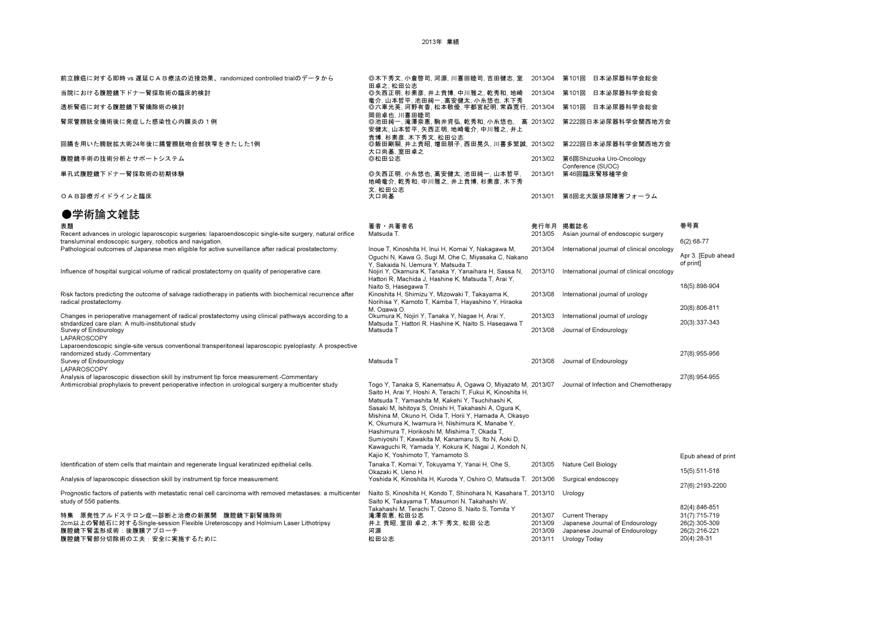| | | | |
|---|---|---|---|
| 前立腺癌に対する即時 vs 遅延ＣＡＢ療法の近接効果、randomized controlled trialのデータから | ◎木下秀文, 小倉啓司, 河源, 川喜田睦司, 吉田健志, 室田卓之, 松田公志 | 2013/04 | 第101回　日本泌尿器科学会総会 |
| 当院における腹腔鏡下ドナー腎採取術の臨床的検討 | ◎矢西正明, 杉素彦, 井上貴博, 中川雅之, 乾秀和, 地崎竜介, 山本哲平, 池田純一, 高安健太, 小糸悠也, 木下秀 | 2013/04 | 第101回　日本泌尿器科学会総会 |
| 透析腎癌に対する腹腔鏡下腎摘除術の検討 | ◎六車光英, 河野有香, 松本敬優, 宇都宮紀明, 常森寛行, 岡田卓也, 川喜田睦司 | 2013/04 | 第101回　日本泌尿器科学会総会 |
| 腎尿管膀胱全摘術後に発症した感染性心内膜炎の１例 | ◎池田純一, 滝澤奈恵, 駒井資弘, 乾秀和, 小糸悠也, 高安健太, 山本哲平, 矢西正明, 地崎竜介, 中川雅之, 井上貴博, 杉素彦, 木下秀文, 松田公志 | 2013/02 | 第222回日本泌尿器科学会関西地方会 |
| 回腸を用いた膀胱拡大術24年後に腸管膀胱吻合部狭窄をきたした1例 | ◎飯田剛嗣, 井上貴昭, 増田朋子, 西田晃久, 川喜多繁誠, 大口尚基, 室田卓之 | 2013/02 | 第222回日本泌尿器科学会関西地方会 |
| 腹腔鏡手術の技術分析とサポートシステム | ◎松田公志 | 2013/02 | 第6回Shizuoka Uro-Oncology Conference (SUOC) |
| 単孔式腹腔鏡下ドナー腎採取術の初期体験 | ◎矢西正明, 小糸悠也, 高安健太, 池田純一, 山本哲平, 地崎竜介, 乾秀和, 中川雅之, 井上貴博, 杉素彦, 木下秀文, 松田公志 | 2013/01 | 第46回臨床腎移植学会 |
| ＯＡＢ診療ガイドラインと臨床 | 大口尚基 | 2013/01 | 第8回北大阪排尿障害フォーラム |

## ●学術論文雑誌

| 表題 | 著者・共著者名 | 発行年月 | 掲載誌名 | 巻号頁 |
|---|---|---|---|---|
| Recent advances in urologic laparoscopic surgeries: laparoendoscopic single-site surgery, natural orifice transluminal endoscopic surgery, robotics and navigation. | Matsuda T. | 2013/05 | Asian journal of endoscopic surgery | 6(2):68-77 |
| Pathological outcomes of Japanese men eligible for active surveillance after radical prostatectomy. | Inoue T, Kinoshita H, Inui H, Komai Y, Nakagawa M, Oguchi N, Kawa G, Sugi M, Ohe C, Miyasaka C, Nakano Y, Sakaida N, Uemura Y, Matsuda T. | 2013/04 | International journal of clinical oncology | Apr 3. [Epub ahead of print] |
| Influence of hospital surgical volume of radical prostatectomy on quality of perioperative care. | Nojiri Y, Okamura K, Tanaka Y, Yanaihara H, Sassa N, Hattori R, Machida J, Hashine K, Matsuda T, Arai Y, Naito S, Hasegawa T. | 2013/10 | International journal of clinical oncology | 18(5):898-904 |
| Risk factors predicting the outcome of salvage radiotherapy in patients with biochemical recurrence after radical prostatectomy. | Kinoshita H, Shimizu Y, Mizowaki T, Takayama K, Norihisa Y, Kamoto T, Kamba T, Hayashino Y, Hiraoka M, Ogawa O. | 2013/08 | International journal of urology | 20(8):806-811 |
| Changes in perioperative management of radical prostatectomy using clinical pathways according to a stndardized care plan: A multi-institutional study | Okumura K, Nojiri Y, Tanaka Y, Nagae H, Arai Y, Matsuda T, Hattori R, Hashine K, Naito S, Hasegawa T | 2013/03 | International journal of urology | 20(3):337-343 |
| Survey of Endourology LAPAROSCOPY Laparoendoscopic single-site versus conventional transperitoneal laparoscopic pyeloplasty: A prospective randomized study.-Commentary | Matsuda T | 2013/08 | Journal of Endourology | 27(8):955-956 |
| Survey of Endourology LAPAROSCOPY Analysis of laparoscopic dissection skill by instrument tip force measurement.-Commentary | Matsuda T | 2013/08 | Journal of Endourology | 27(8):954-955 |
| Antimicrobial prophylaxis to prevent perioperative infection in urological surgery:a multicenter study | Togo Y, Tanaka S, Kanematsu A, Ogawa O, Miyazato M, Saito H, Arai Y, Hoshi A, Terachi T, Fukui K, Kinoshita H, Matsuda T, Yamashita M, Kakehi Y, Tsuchihashi K, Sasaki M, Ishitoya S, Onishi H, Takahashi A, Ogura K, Mishina M, Okuno H, Oida T, Horii Y, Hamada A, Okasyo K, Okumura K, Iwamura H, Nishimura K, Manabe Y, Hashimura T, Horikoshi M, Mishima T, Okada T, Sumiyoshi T, Kawakita M, Kanamaru S, Ito N, Aoki D, Kawaguchi R, Yamada Y, Kokura K, Nagai J, Kondoh N, Kajio K, Yoshimoto T, Yamamoto S. | 2013/07 | Journal of Infection and Chemotherapy | Epub ahead of print |
| Identification of stem cells that maintain and regenerate lingual keratinized epithelial cells. | Tanaka T, Komai Y, Tokuyama Y, Yanai H, Ohe S, Okazaki K, Ueno H. | 2013/05 | Nature Cell Biology | 15(5):511-518 |
| Analysis of laparoscopic dissection skill by instrument tip force measurement. | Yoshida K, Kinoshita H, Kuroda Y, Oshiro O, Matsuda T. | 2013/06 | Surgical endoscopy | 27(6):2193-2200 |
| Prognostic factors of patients with metastatic renal cell carcinoma with removed metastases: a multicenter study of 556 patients. | Naito S, Kinoshita H, Kondo T, Shinohara N, Kasahara T, Saito K, Takayama T, Masumori N, Takahashi W, Takahashi M, Terachi T, Ozono S, Naito S, Tomita Y | 2013/10 | Urology | 82(4):846-851 |
| 特集　原発性アルドステロン症―診断と治療の新展開　腹腔鏡下副腎摘除術 | 滝澤奈恵, 松田公志 | 2013/07 | Current Therapy | 31(7):715-719 |
| 2cm以上の腎結石に対するSingle-session Flexible Ureteroscopy and Holmium Laser Lithotripsy | 井上 貴昭, 室田 卓之, 木下 秀文, 松田 公志 | 2013/09 | Japanese Journal of Endourology | 26(2):305-309 |
| 腹腔鏡下腎盂形成術：後腹膜アプローチ | 河源 | 2013/09 | Japanese Journal of Endourology | 26(2):216-221 |
| 腹腔鏡下腎部分切除術の工夫：安全に実施するために | 松田公志 | 2013/11 | Urology Today | 20(4):28-31 |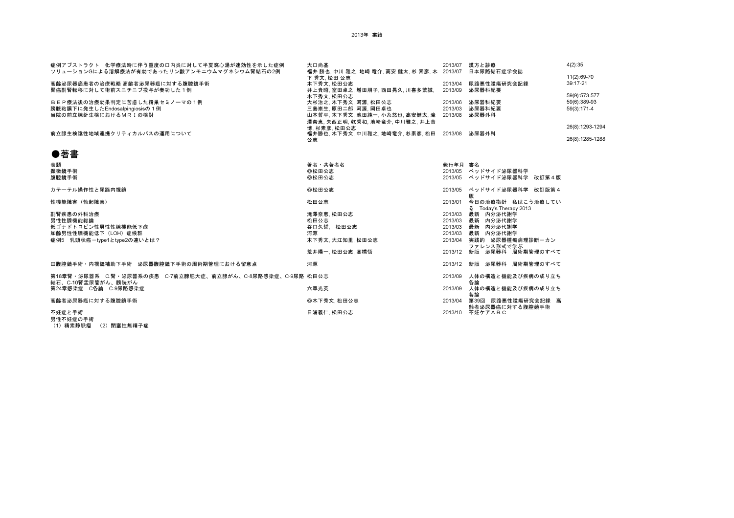2013年 業績

| | | | | |
|---|---|---|---|---|
| 症例アブストラクト　化学療法時に伴う重度の口内炎に対して半夏瀉心湯が速効性を示した症例 | 大口尚基 | 2013/07 | 漢方と診療 | 4(2):35 |
| ソリューションGによる溶解療法が有効であったリン酸アンモニウムマグネシウム腎結石の2例 | 福井 勝也, 中川 雅之, 地崎 竜介, 高安 健太, 杉 素彦, 木下 秀文, 松田 公志 | 2013/07 | 日本尿路結石症学会誌 | 11(2):69-70 |
| 高齢泌尿器癌患者の治療戦略 高齢者泌尿器癌に対する腹腔鏡手術 | 木下秀文, 松田公志 | 2013/04 | 尿路悪性腫瘍研究会記録 | 39:17-21 |
| 腎癌副腎転移に対して術前スニチニブ投与が奏功した１例 | 井上貴昭, 室田卓之, 増田朋子, 西田晃久, 川喜多繁誠, 木下秀文, 松田公志 | 2013/09 | 泌尿器科紀要 | 59(9):573-577 |
| ＢＥＰ療法後の治療効果判定に苦慮した精巣セミノーマの１例 | 大杉治之, 木下秀文, 河源, 松田公志 | 2013/06 | 泌尿器科紀要 | 59(6):389-93 |
| 膀胱粘膜下に発生したEndosalpingiosisの１例 | 三島崇生, 原田二郎, 河源, 岡田卓也 | 2013/03 | 泌尿器科紀要 | 59(3):171-4 |
| 当院の前立腺針生検におけるＭＲＩの検討 | 山本哲平, 木下秀文, 池田純一, 小糸悠也, 高安健太, 滝澤奈恵, 矢西正明, 乾秀和, 地崎竜介, 中川雅之, 井上貴博, 杉素彦, 松田公志 | 2013/08 | 泌尿器外科 | 26(8):1293-1294 |
| 前立腺生検陰性地域連携クリティカルパスの運用について | 福井勝也, 木下秀文, 中川雅之, 地崎竜介, 杉素彦, 松田公志 | 2013/08 | 泌尿器外科 | 26(8):1285-1288 |

# ●著書

| 表題 | 著者・共著者名 | 発行年月 | 書名 |
|---|---|---|---|
| 顕微鏡手術 | ◎松田公志 | 2013/05 | ベッドサイド泌尿器科学 |
| 腹腔鏡手術 | ◎松田公志 | 2013/05 | ベッドサイド泌尿器科学　改訂第４版 |
| カテーテル操作性と尿路内視鏡 | ◎松田公志 | 2013/05 | ベッドサイド泌尿器科学　改訂版第４版 |
| 性機能障害（勃起障害） | 松田公志 | 2013/01 | 今日の治療指針　私はこう治療している　Today's Therapy 2013 |
| 副腎疾患の外科治療 | 滝澤奈恵, 松田公志 | 2013/03 | 最新　内分泌代謝学 |
| 男性性腺機能総論 | 松田公志 | 2013/03 | 最新　内分泌代謝学 |
| 低ゴナドトロピン性男性性腺機能低下症 | 谷口久哲,　松田公志 | 2013/03 | 最新　内分泌代謝学 |
| 加齢男性性腺機能低下（LOH）症候群 | 河源 | 2013/03 | 最新　内分泌代謝学 |
| 症例5　乳頭状癌－type1とtype2の違いとは？ | 木下秀文, 大江知里, 松田公志 | 2013/04 | 実践的　泌尿器腫瘍病理診断－カンファレンス形式で学ぶ |
| | 荒井陽一, 松田公志, 髙橋悟 | 2013/12 | 新版　泌尿器科　周術期管理のすべて |
| Ⅲ腹腔鏡手術・内視鏡補助下手術　泌尿器腹腔鏡下手術の周術期管理における留意点 | 河源 | 2013/12 | 新版　泌尿器科　周術期管理のすべて |
| 第18章腎・泌尿器系　C.腎・泌尿器系の疾患　C-7前立腺肥大症、前立腺がん、C-8尿路感染症、C-9尿路結石、C-10腎盂尿管がん、膀胱がん | 松田公志 | 2013/09 | 人体の構造と機能及び疾病の成り立ち各論 |
| 第24章感染症　C各論　C-9尿路感染症 | 六車光英 | 2013/09 | 人体の構造と機能及び疾病の成り立ち各論 |
| 高齢者泌尿器癌に対する腹腔鏡手術 | ◎木下秀文, 松田公志 | 2013/04 | 第39回　尿路悪性腫瘍研究会記録　高齢者泌尿器癌に対する腹腔鏡手術 |
| 不妊症と手術<br>男性不妊症の手術<br>（1）精索静脈瘤　（2）閉塞性無精子症 | 日浦義仁, 松田公志 | 2013/10 | 不妊ケアＡＢＣ |